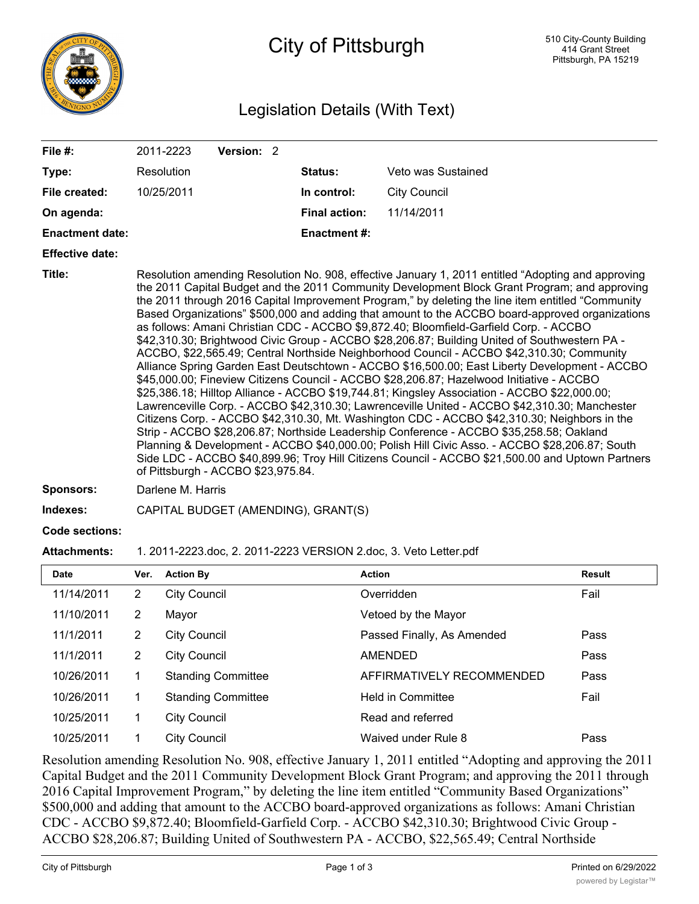# City of Pittsburgh

510 City-County Building
414 Grant Street
Pittsburgh, PA 15219

## Legislation Details (With Text)

| | | | |
|---|---|---|---|
| **File #:** | 2011-2223 **Version:** 2 | | |
| **Type:** | Resolution | **Status:** | Veto was Sustained |
| **File created:** | 10/25/2011 | **In control:** | City Council |
| **On agenda:** | | **Final action:** | 11/14/2011 |
| **Enactment date:** | | **Enactment #:** | |
| **Effective date:** | | | |

**Title:** Resolution amending Resolution No. 908, effective January 1, 2011 entitled "Adopting and approving the 2011 Capital Budget and the 2011 Community Development Block Grant Program; and approving the 2011 through 2016 Capital Improvement Program," by deleting the line item entitled "Community Based Organizations" $500,000 and adding that amount to the ACCBO board-approved organizations as follows: Amani Christian CDC - ACCBO $9,872.40; Bloomfield-Garfield Corp. - ACCBO $42,310.30; Brightwood Civic Group - ACCBO $28,206.87; Building United of Southwestern PA - ACCBO, $22,565.49; Central Northside Neighborhood Council - ACCBO $42,310.30; Community Alliance Spring Garden East Deutschtown - ACCBO $16,500.00; East Liberty Development - ACCBO $45,000.00; Fineview Citizens Council - ACCBO $28,206.87; Hazelwood Initiative - ACCBO $25,386.18; Hilltop Alliance - ACCBO $19,744.81; Kingsley Association - ACCBO $22,000.00; Lawrenceville Corp. - ACCBO $42,310.30; Lawrenceville United - ACCBO $42,310.30; Manchester Citizens Corp. - ACCBO $42,310.30, Mt. Washington CDC - ACCBO $42,310.30; Neighbors in the Strip - ACCBO $28,206.87; Northside Leadership Conference - ACCBO $35,258.58; Oakland Planning & Development - ACCBO $40,000.00; Polish Hill Civic Asso. - ACCBO $28,206.87; South Side LDC - ACCBO $40,899.96; Troy Hill Citizens Council - ACCBO $21,500.00 and Uptown Partners of Pittsburgh - ACCBO $23,975.84.

**Sponsors:** Darlene M. Harris

**Indexes:** CAPITAL BUDGET (AMENDING), GRANT(S)

**Code sections:**

**Attachments:** 1. 2011-2223.doc, 2. 2011-2223 VERSION 2.doc, 3. Veto Letter.pdf

| Date | Ver. | Action By | Action | Result |
|---|---|---|---|---|
| 11/14/2011 | 2 | City Council | Overridden | Fail |
| 11/10/2011 | 2 | Mayor | Vetoed by the Mayor | |
| 11/1/2011 | 2 | City Council | Passed Finally, As Amended | Pass |
| 11/1/2011 | 2 | City Council | AMENDED | Pass |
| 10/26/2011 | 1 | Standing Committee | AFFIRMATIVELY RECOMMENDED | Pass |
| 10/26/2011 | 1 | Standing Committee | Held in Committee | Fail |
| 10/25/2011 | 1 | City Council | Read and referred | |
| 10/25/2011 | 1 | City Council | Waived under Rule 8 | Pass |

Resolution amending Resolution No. 908, effective January 1, 2011 entitled "Adopting and approving the 2011 Capital Budget and the 2011 Community Development Block Grant Program; and approving the 2011 through 2016 Capital Improvement Program," by deleting the line item entitled "Community Based Organizations" $500,000 and adding that amount to the ACCBO board-approved organizations as follows: Amani Christian CDC - ACCBO $9,872.40; Bloomfield-Garfield Corp. - ACCBO $42,310.30; Brightwood Civic Group - ACCBO $28,206.87; Building United of Southwestern PA - ACCBO, $22,565.49; Central Northside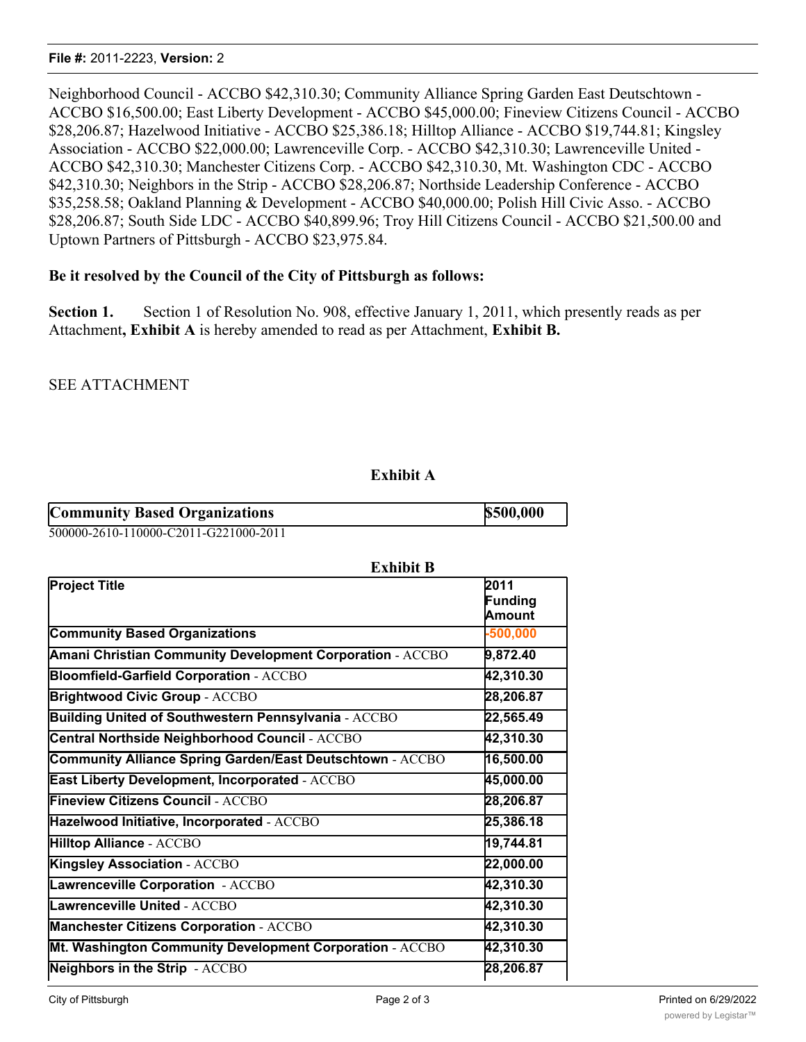Neighborhood Council - ACCBO $42,310.30; Community Alliance Spring Garden East Deutschtown - ACCBO $16,500.00; East Liberty Development - ACCBO $45,000.00; Fineview Citizens Council - ACCBO $28,206.87; Hazelwood Initiative - ACCBO $25,386.18; Hilltop Alliance - ACCBO $19,744.81; Kingsley Association - ACCBO $22,000.00; Lawrenceville Corp. - ACCBO $42,310.30; Lawrenceville United - ACCBO $42,310.30; Manchester Citizens Corp. - ACCBO $42,310.30, Mt. Washington CDC - ACCBO $42,310.30; Neighbors in the Strip - ACCBO $28,206.87; Northside Leadership Conference - ACCBO $35,258.58; Oakland Planning & Development - ACCBO $40,000.00; Polish Hill Civic Asso. - ACCBO $28,206.87; South Side LDC - ACCBO $40,899.96; Troy Hill Citizens Council - ACCBO $21,500.00 and Uptown Partners of Pittsburgh - ACCBO $23,975.84.

**Be it resolved by the Council of the City of Pittsburgh as follows:**

**Section 1.** Section 1 of Resolution No. 908, effective January 1, 2011, which presently reads as per Attachment**, Exhibit A** is hereby amended to read as per Attachment, **Exhibit B.**

SEE ATTACHMENT

**Exhibit A**

| Community Based Organizations | $500,000 |
|---|---|

500000-2610-110000-C2011-G221000-2011

**Exhibit B**

| Project Title | 2011 Funding Amount |
|---|---|
| **Community Based Organizations** | -500,000 |
| **Amani Christian Community Development Corporation** - ACCBO | 9,872.40 |
| **Bloomfield-Garfield Corporation** - ACCBO | 42,310.30 |
| **Brightwood Civic Group** - ACCBO | 28,206.87 |
| **Building United of Southwestern Pennsylvania** - ACCBO | 22,565.49 |
| **Central Northside Neighborhood Council** - ACCBO | 42,310.30 |
| **Community Alliance Spring Garden/East Deutschtown** - ACCBO | 16,500.00 |
| **East Liberty Development, Incorporated** - ACCBO | 45,000.00 |
| **Fineview Citizens Council** - ACCBO | 28,206.87 |
| **Hazelwood Initiative, Incorporated** - ACCBO | 25,386.18 |
| **Hilltop Alliance** - ACCBO | 19,744.81 |
| **Kingsley Association** - ACCBO | 22,000.00 |
| **Lawrenceville Corporation** - ACCBO | 42,310.30 |
| **Lawrenceville United** - ACCBO | 42,310.30 |
| **Manchester Citizens Corporation** - ACCBO | 42,310.30 |
| **Mt. Washington Community Development Corporation** - ACCBO | 42,310.30 |
| **Neighbors in the Strip** - ACCBO | 28,206.87 |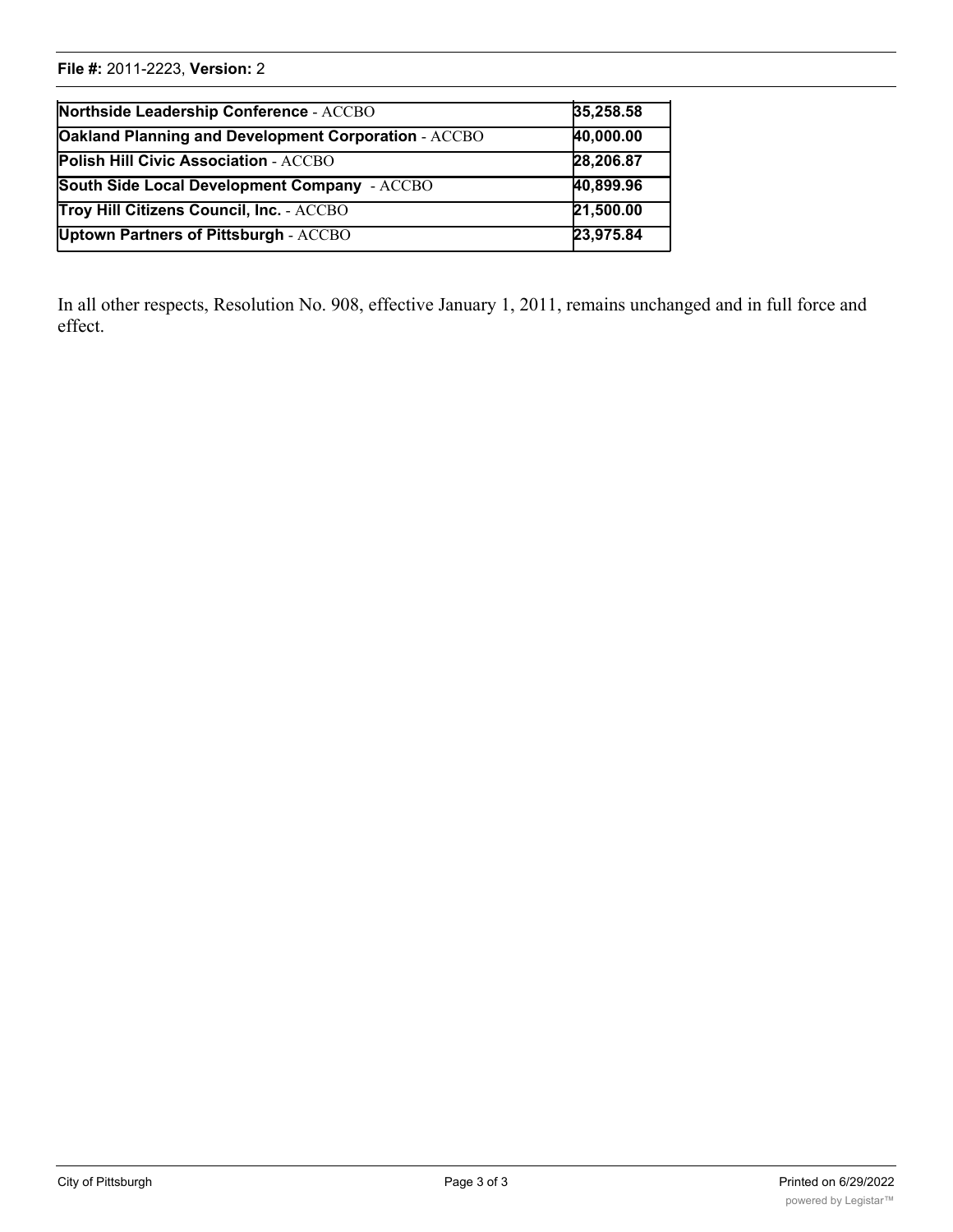| | |
|---|---|
| **Northside Leadership Conference** - ACCBO | **35,258.58** |
| **Oakland Planning and Development Corporation** - ACCBO | **40,000.00** |
| **Polish Hill Civic Association** - ACCBO | **28,206.87** |
| **South Side Local Development Company** - ACCBO | **40,899.96** |
| **Troy Hill Citizens Council, Inc.** - ACCBO | **21,500.00** |
| **Uptown Partners of Pittsburgh** - ACCBO | **23,975.84** |

In all other respects, Resolution No. 908, effective January 1, 2011, remains unchanged and in full force and effect.